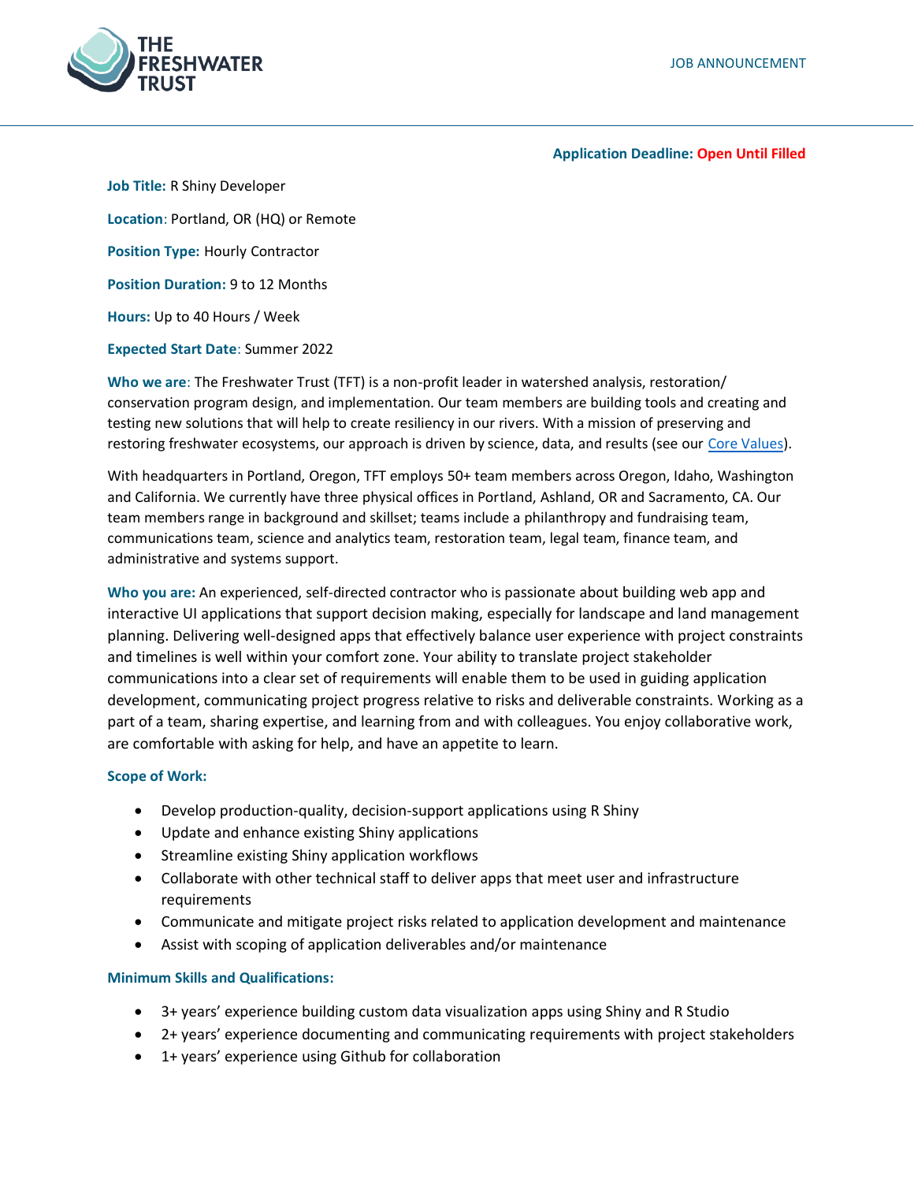THE FRESHWATER TRUST

JOB ANNOUNCEMENT

**Application Deadline: Open Until Filled**

**Job Title:** R Shiny Developer

**Location**: Portland, OR (HQ) or Remote

**Position Type:** Hourly Contractor

**Position Duration:** 9 to 12 Months

**Hours:** Up to 40 Hours / Week

**Expected Start Date**: Summer 2022

**Who we are**: The Freshwater Trust (TFT) is a non-profit leader in watershed analysis, restoration/ conservation program design, and implementation. Our team members are building tools and creating and testing new solutions that will help to create resiliency in our rivers. With a mission of preserving and restoring freshwater ecosystems, our approach is driven by science, data, and results (see our Core Values).

With headquarters in Portland, Oregon, TFT employs 50+ team members across Oregon, Idaho, Washington and California. We currently have three physical offices in Portland, Ashland, OR and Sacramento, CA. Our team members range in background and skillset; teams include a philanthropy and fundraising team, communications team, science and analytics team, restoration team, legal team, finance team, and administrative and systems support.

**Who you are:** An experienced, self-directed contractor who is passionate about building web app and interactive UI applications that support decision making, especially for landscape and land management planning. Delivering well-designed apps that effectively balance user experience with project constraints and timelines is well within your comfort zone. Your ability to translate project stakeholder communications into a clear set of requirements will enable them to be used in guiding application development, communicating project progress relative to risks and deliverable constraints. Working as a part of a team, sharing expertise, and learning from and with colleagues. You enjoy collaborative work, are comfortable with asking for help, and have an appetite to learn.

**Scope of Work:**

- Develop production-quality, decision-support applications using R Shiny
- Update and enhance existing Shiny applications
- Streamline existing Shiny application workflows
- Collaborate with other technical staff to deliver apps that meet user and infrastructure requirements
- Communicate and mitigate project risks related to application development and maintenance
- Assist with scoping of application deliverables and/or maintenance

**Minimum Skills and Qualifications:**

- 3+ years' experience building custom data visualization apps using Shiny and R Studio
- 2+ years' experience documenting and communicating requirements with project stakeholders
- 1+ years' experience using Github for collaboration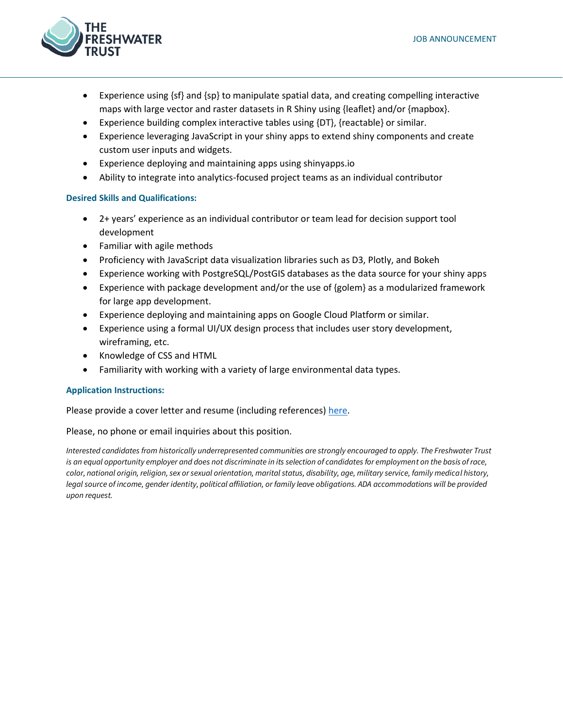- Experience using {sf} and {sp} to manipulate spatial data, and creating compelling interactive maps with large vector and raster datasets in R Shiny using {leaflet} and/or {mapbox}.
- Experience building complex interactive tables using {DT}, {reactable} or similar.
- Experience leveraging JavaScript in your shiny apps to extend shiny components and create custom user inputs and widgets.
- Experience deploying and maintaining apps using shinyapps.io
- Ability to integrate into analytics-focused project teams as an individual contributor

### Desired Skills and Qualifications:

- 2+ years' experience as an individual contributor or team lead for decision support tool development
- Familiar with agile methods
- Proficiency with JavaScript data visualization libraries such as D3, Plotly, and Bokeh
- Experience working with PostgreSQL/PostGIS databases as the data source for your shiny apps
- Experience with package development and/or the use of {golem} as a modularized framework for large app development.
- Experience deploying and maintaining apps on Google Cloud Platform or similar.
- Experience using a formal UI/UX design process that includes user story development, wireframing, etc.
- Knowledge of CSS and HTML
- Familiarity with working with a variety of large environmental data types.

### Application Instructions:

Please provide a cover letter and resume (including references) here.

Please, no phone or email inquiries about this position.

*Interested candidates from historically underrepresented communities are strongly encouraged to apply. The Freshwater Trust is an equal opportunity employer and does not discriminate in its selection of candidates for employment on the basis of race, color, national origin, religion, sex or sexual orientation, marital status, disability, age, military service, family medical history, legal source of income, gender identity, political affiliation, or family leave obligations. ADA accommodations will be provided upon request.*